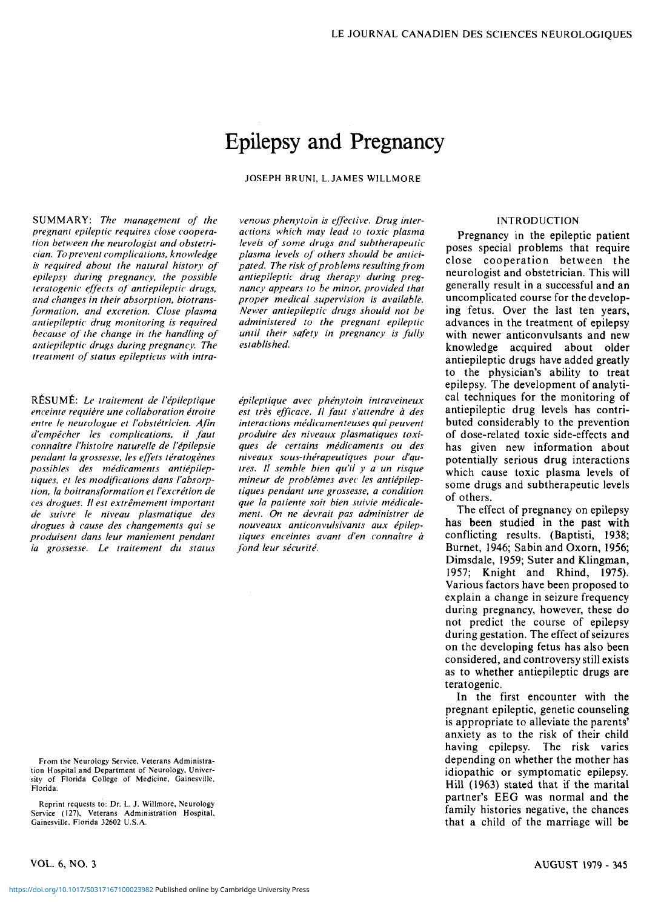# Epilepsy and Pregnancy

JOSEPH BRUNI, L. JAMES WILLMORE

SUMMARY: *The management of the pregnant epileptic requires close cooperation between the neurologist and obstetrician. To prevent complications, knowledge is required about the natural history of epilepsy during pregnancy, the possible teratogenic effects of antiepileptic drugs, and changes in their absorption, biotransformation, and excretion. Close plasma antiepileptic drug monitoring is required because of the change in the handling of antiepileptic drugs during pregnancy. The treatment of status epilepticus with intravenous phenytoin is effective. Drug interactions which may lead to toxic plasma levels of some drugs and subtherapeutic plasma levels of others should be anticipated. The risk of problems resulting from antiepileptic drug therapy during pregnancy appears to be minor, provided that proper medical supervision is available. Newer antiepileptic drugs should not be administered to the pregnant epileptic until their safety in pregnancy is fully established.*

RÉSUMÉ: *Le traitement de l'épileptique enceinte requière une collaboration étroite entre le neurologue et l'obstétricien. Afin d'empêcher les complications, il faut connaître l'histoire naturelle de l'épilepsie pendant la grossesse, les effets tératogènes possibles des médicaments antiépileptiques, et les modifications dans l'absorption, la boitransformation et l'excrétion de ces drogues. Il est extrêmement important de suivre le niveau plasmatique des drogues à cause des changements qui se produisent dans leur maniement pendant la grossesse. Le traitement du status épileptique avec phénytoin intraveineux est très efficace. Il faut s'attendre à des interactions médicamenteuses qui peuvent produire des niveaux plasmatiques toxiques de certains médicaments ou des niveaux sous-thérapeutiques pour d'autres. Il semble bien qu'il y a un risque mineur de problèmes avec les antiépileptiques pendant une grossesse, a condition que la patiente soit bien suivie médicalement. On ne devrait pas administrer de nouveaux anticonvulsivants aux épileptiques enceintes avant d'en connaître à fond leur sécurité.*

From the Neurology Service, Veterans Administration Hospital and Department of Neurology, University of Florida College of Medicine, Gainesville, Florida.

Reprint requests to: Dr. L. J. Willmore, Neurology Service (127), Veterans Administration Hospital, Gainesville, Florida 32602 U.S.A.

## INTRODUCTION

Pregnancy in the epileptic patient poses special problems that require close cooperation between the neurologist and obstetrician. This will generally result in a successful and an uncomplicated course for the developing fetus. Over the last ten years, advances in the treatment of epilepsy with newer anticonvulsants and new knowledge acquired about older antiepileptic drugs have added greatly to the physician's ability to treat epilepsy. The development of analytical techniques for the monitoring of antiepileptic drug levels has contributed considerably to the prevention of dose-related toxic side-effects and has given new information about potentially serious drug interactions which cause toxic plasma levels of some drugs and subtherapeutic levels of others.

The effect of pregnancy on epilepsy has been studied in the past with conflicting results. (Baptisti, 1938; Burnet, 1946; Sabin and Oxorn, 1956; Dimsdale, 1959; Suter and Klingman, 1957; Knight and Rhind, 1975). Various factors have been proposed to explain a change in seizure frequency during pregnancy, however, these do not predict the course of epilepsy during gestation. The effect of seizures on the developing fetus has also been considered, and controversy still exists as to whether antiepileptic drugs are teratogenic.

In the first encounter with the pregnant epileptic, genetic counseling is appropriate to alleviate the parents' anxiety as to the risk of their child having epilepsy. The risk varies depending on whether the mother has idiopathic or symptomatic epilepsy. Hill (1963) stated that if the marital partner's EEG was normal and the family histories negative, the chances that a child of the marriage will be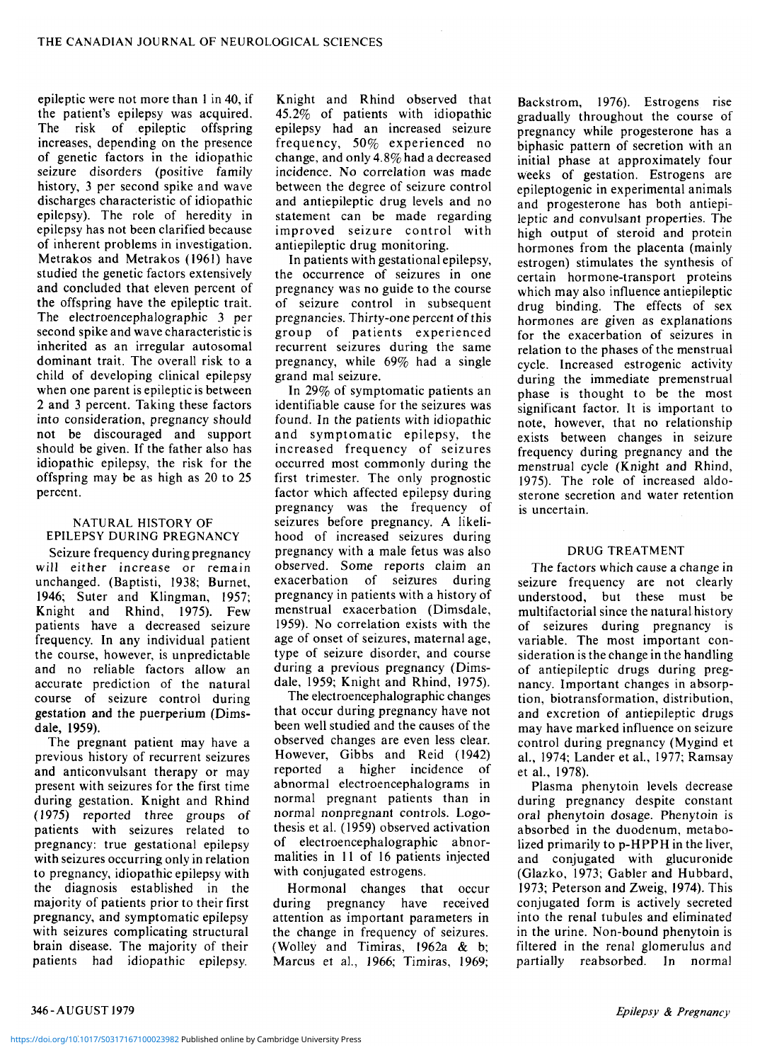epileptic were not more than 1 in 40, if the patient's epilepsy was acquired. The risk of epileptic offspring increases, depending on the presence of genetic factors in the idiopathic seizure disorders (positive family history, 3 per second spike and wave discharges characteristic of idiopathic epilepsy). The role of heredity in epilepsy has not been clarified because of inherent problems in investigation. Metrakos and Metrakos (1961) have studied the genetic factors extensively and concluded that eleven percent of the offspring have the epileptic trait. The electroencephalographic 3 per second spike and wave characteristic is inherited as an irregular autosomal dominant trait. The overall risk to a child of developing clinical epilepsy when one parent is epileptic is between 2 and 3 percent. Taking these factors into consideration, pregnancy should not be discouraged and support should be given. If the father also has idiopathic epilepsy, the risk for the offspring may be as high as 20 to 25 percent.

## NATURAL HISTORY OF EPILEPSY DURING PREGNANCY

Seizure frequency during pregnancy will either increase or remain unchanged. (Baptisti, 1938; Burnet, 1946; Suter and Klingman, 1957; Knight and Rhind, 1975). Few patients have a decreased seizure frequency. In any individual patient the course, however, is unpredictable and no reliable factors allow an accurate prediction of the natural course of seizure control during gestation and the puerperium (Dimsdale, 1959).

The pregnant patient may have a previous history of recurrent seizures and anticonvulsant therapy or may present with seizures for the first time during gestation. Knight and Rhind (1975) reported three groups of patients with seizures related to pregnancy: true gestational epilepsy with seizures occurring only in relation to pregnancy, idiopathic epilepsy with the diagnosis established in the majority of patients prior to their first pregnancy, and symptomatic epilepsy with seizures complicating structural brain disease. The majority of their patients had idiopathic epilepsy. Knight and Rhind observed that 45.2% of patients with idiopathic epilepsy had an increased seizure frequency, 50% experienced no change, and only 4.8% had a decreased incidence. No correlation was made between the degree of seizure control and antiepileptic drug levels and no statement can be made regarding improved seizure control with antiepileptic drug monitoring.

In patients with gestational epilepsy, the occurrence of seizures in one pregnancy was no guide to the course of seizure control in subsequent pregnancies. Thirty-one percent of this group of patients experienced recurrent seizures during the same pregnancy, while 69% had a single grand mal seizure.

In 29% of symptomatic patients an identifiable cause for the seizures was found. In the patients with idiopathic and symptomatic epilepsy, the increased frequency of seizures occurred most commonly during the first trimester. The only prognostic factor which affected epilepsy during pregnancy was the frequency of seizures before pregnancy. A likelihood of increased seizures during pregnancy with a male fetus was also observed. Some reports claim an exacerbation of seizures during pregnancy in patients with a history of menstrual exacerbation (Dimsdale, 1959). No correlation exists with the age of onset of seizures, maternal age, type of seizure disorder, and course during a previous pregnancy (Dimsdale, 1959; Knight and Rhind, 1975).

The electroencephalographic changes that occur during pregnancy have not been well studied and the causes of the observed changes are even less clear. However, Gibbs and Reid (1942) reported a higher incidence of abnormal electroencephalograms in normal pregnant patients than in normal nonpregnant controls. Logothesis et al. (1959) observed activation of electroencephalographic abnormalities in 11 of 16 patients injected with conjugated estrogens.

Hormonal changes that occur during pregnancy have received attention as important parameters in the change in frequency of seizures. (Wolley and Timiras, 1962a & b; Marcus et al., 1966; Timiras, 1969; Backstrom, 1976). Estrogens rise gradually throughout the course of pregnancy while progesterone has a biphasic pattern of secretion with an initial phase at approximately four weeks of gestation. Estrogens are epileptogenic in experimental animals and progesterone has both antiepileptic and convulsant properties. The high output of steroid and protein hormones from the placenta (mainly estrogen) stimulates the synthesis of certain hormone-transport proteins which may also influence antiepileptic drug binding. The effects of sex hormones are given as explanations for the exacerbation of seizures in relation to the phases of the menstrual cycle. Increased estrogenic activity during the immediate premenstrual phase is thought to be the most significant factor. It is important to note, however, that no relationship exists between changes in seizure frequency during pregnancy and the menstrual cycle (Knight and Rhind, 1975). The role of increased aldosterone secretion and water retention is uncertain.

## DRUG TREATMENT

The factors which cause a change in seizure frequency are not clearly understood, but these must be multifactorial since the natural history of seizures during pregnancy is variable. The most important consideration is the change in the handling of antiepileptic drugs during pregnancy. Important changes in absorption, biotransformation, distribution, and excretion of antiepileptic drugs may have marked influence on seizure control during pregnancy (Mygind et al., 1974; Lander et al., 1977; Ramsay et al., 1978).

Plasma phenytoin levels decrease during pregnancy despite constant oral phenytoin dosage. Phenytoin is absorbed in the duodenum, metabolized primarily to p-HPPH in the liver, and conjugated with glucuronide (Glazko, 1973; Gabler and Hubbard, 1973; Peterson and Zweig, 1974). This conjugated form is actively secreted into the renal tubules and eliminated in the urine. Non-bound phenytoin is filtered in the renal glomerulus and partially reabsorbed. In normal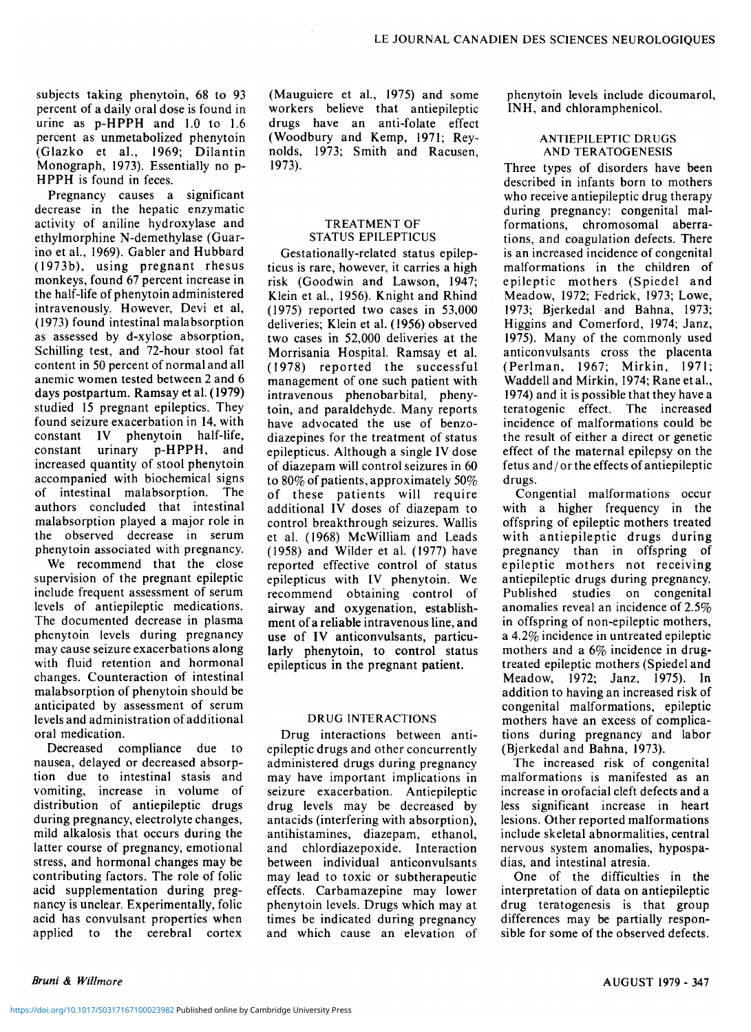subjects taking phenytoin, 68 to 93 percent of a daily oral dose is found in urine as p-HPPH and 1.0 to 1.6 percent as unmetabolized phenytoin (Glazko et al., 1969; Dilantin Monograph, 1973). Essentially no p-HPPH is found in feces.

Pregnancy causes a significant decrease in the hepatic enzymatic activity of aniline hydroxylase and ethylmorphine N-demethylase (Guarino et al., 1969). Gabler and Hubbard (1973b), using pregnant rhesus monkeys, found 67 percent increase in the half-life of phenytoin administered intravenously. However, Devi et al, (1973) found intestinal malabsorption as assessed by d-xylose absorption, Schilling test, and 72-hour stool fat content in 50 percent of normal and all anemic women tested between 2 and 6 days postpartum. Ramsay et al. (1979) studied 15 pregnant epileptics. They found seizure exacerbation in 14, with constant IV phenytoin half-life, constant urinary p-HPPH, and increased quantity of stool phenytoin accompanied with biochemical signs of intestinal malabsorption. The authors concluded that intestinal malabsorption played a major role in the observed decrease in serum phenytoin associated with pregnancy.

We recommend that the close supervision of the pregnant epileptic include frequent assessment of serum levels of antiepileptic medications. The documented decrease in plasma phenytoin levels during pregnancy may cause seizure exacerbations along with fluid retention and hormonal changes. Counteraction of intestinal malabsorption of phenytoin should be anticipated by assessment of serum levels and administration of additional oral medication.

Decreased compliance due to nausea, delayed or decreased absorption due to intestinal stasis and vomiting, increase in volume of distribution of antiepileptic drugs during pregnancy, electrolyte changes, mild alkalosis that occurs during the latter course of pregnancy, emotional stress, and hormonal changes may be contributing factors. The role of folic acid supplementation during pregnancy is unclear. Experimentally, folic acid has convulsant properties when applied to the cerebral cortex (Mauguiere et al., 1975) and some workers believe that antiepileptic drugs have an anti-folate effect (Woodbury and Kemp, 1971; Reynolds, 1973; Smith and Racusen, 1973).

## TREATMENT OF STATUS EPILEPTICUS

Gestationally-related status epilepticus is rare, however, it carries a high risk (Goodwin and Lawson, 1947; Klein et al., 1956). Knight and Rhind (1975) reported two cases in 53,000 deliveries; Klein et al. (1956) observed two cases in 52,000 deliveries at the Morrisania Hospital. Ramsay et al. (1978) reported the successful management of one such patient with intravenous phenobarbital, phenytoin, and paraldehyde. Many reports have advocated the use of benzodiazepines for the treatment of status epilepticus. Although a single IV dose of diazepam will control seizures in 60 to 80% of patients, approximately 50% of these patients will require additional IV doses of diazepam to control breakthrough seizures. Wallis et al. (1968) McWilliam and Leads (1958) and Wilder et al. (1977) have reported effective control of status epilepticus with IV phenytoin. We recommend obtaining control of airway and oxygenation, establishment of a reliable intravenous line, and use of IV anticonvulsants, particularly phenytoin, to control status epilepticus in the pregnant patient.

## DRUG INTERACTIONS

Drug interactions between antiepileptic drugs and other concurrently administered drugs during pregnancy may have important implications in seizure exacerbation. Antiepileptic drug levels may be decreased by antacids (interfering with absorption), antihistamines, diazepam, ethanol, and chlordiazepoxide. Interaction between individual anticonvulsants may lead to toxic or subtherapeutic effects. Carbamazepine may lower phenytoin levels. Drugs which may at times be indicated during pregnancy and which cause an elevation of phenytoin levels include dicoumarol, INH, and chloramphenicol.

## ANTIEPILEPTIC DRUGS AND TERATOGENESIS

Three types of disorders have been described in infants born to mothers who receive antiepileptic drug therapy during pregnancy: congenital malformations, chromosomal aberrations, and coagulation defects. There is an increased incidence of congenital malformations in the children of epileptic mothers (Spiedel and Meadow, 1972; Fedrick, 1973; Lowe, 1973; Bjerkedal and Bahna, 1973; Higgins and Comerford, 1974; Janz, 1975). Many of the commonly used anticonvulsants cross the placenta (Perlman, 1967; Mirkin, 1971; Waddell and Mirkin, 1974; Rane et al., 1974) and it is possible that they have a teratogenic effect. The increased incidence of malformations could be the result of either a direct or genetic effect of the maternal epilepsy on the fetus and/or the effects of antiepileptic drugs.

Congential malformations occur with a higher frequency in the offspring of epileptic mothers treated with antiepileptic drugs during pregnancy than in offspring of epileptic mothers not receiving antiepileptic drugs during pregnancy. Published studies on congenital anomalies reveal an incidence of 2.5% in offspring of non-epileptic mothers, a 4.2% incidence in untreated epileptic mothers and a 6% incidence in drug-treated epileptic mothers (Spiedel and Meadow, 1972; Janz, 1975). In addition to having an increased risk of congenital malformations, epileptic mothers have an excess of complications during pregnancy and labor (Bjerkedal and Bahna, 1973).

The increased risk of congenital malformations is manifested as an increase in orofacial cleft defects and a less significant increase in heart lesions. Other reported malformations include skeletal abnormalities, central nervous system anomalies, hypospadias, and intestinal atresia.

One of the difficulties in the interpretation of data on antiepileptic drug teratogenesis is that group differences may be partially responsible for some of the observed defects.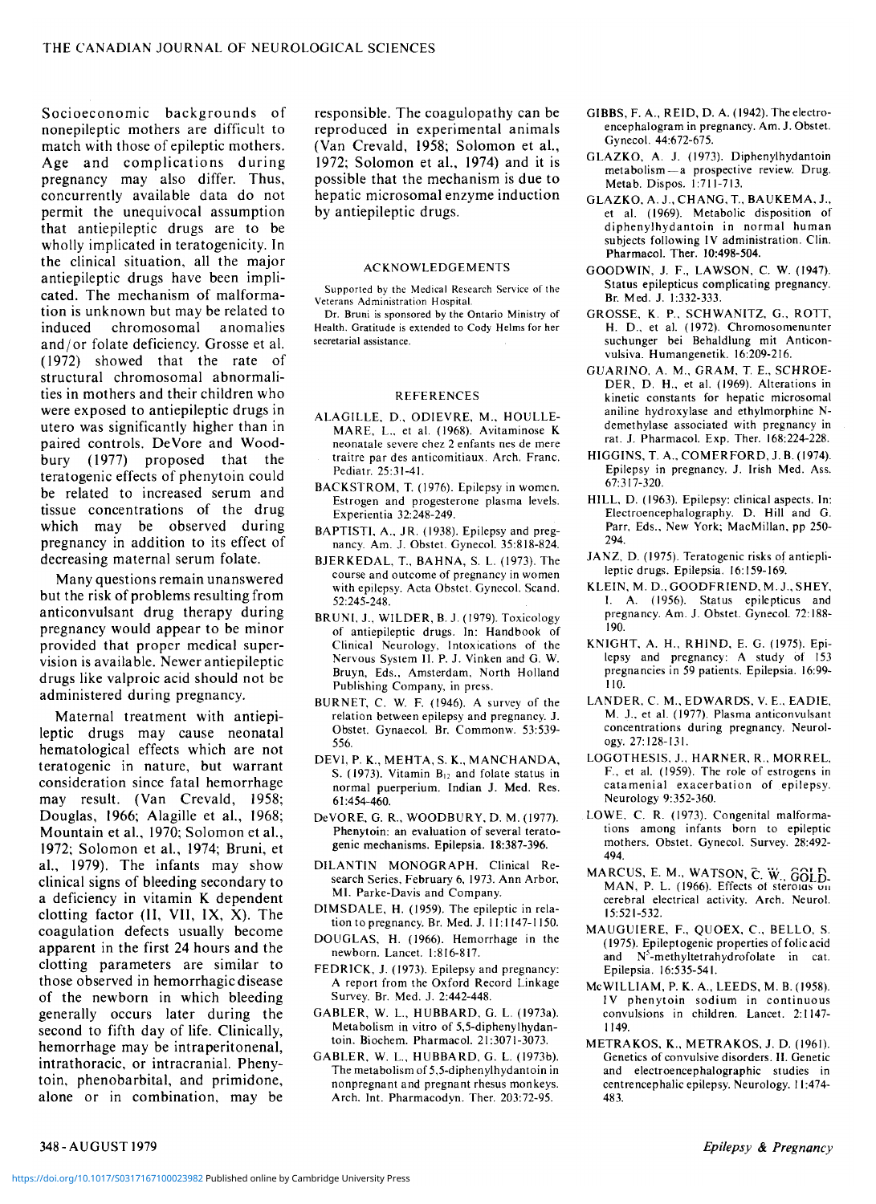Socioeconomic backgrounds of nonepileptic mothers are difficult to match with those of epileptic mothers. Age and complications during pregnancy may also differ. Thus, concurrently available data do not permit the unequivocal assumption that antiepileptic drugs are to be wholly implicated in teratogenicity. In the clinical situation, all the major antiepileptic drugs have been implicated. The mechanism of malformation is unknown but may be related to induced chromosomal anomalies and/or folate deficiency. Grosse et al. (1972) showed that the rate of structural chromosomal abnormalities in mothers and their children who were exposed to antiepileptic drugs in utero was significantly higher than in paired controls. DeVore and Woodbury (1977) proposed that the teratogenic effects of phenytoin could be related to increased serum and tissue concentrations of the drug which may be observed during pregnancy in addition to its effect of decreasing maternal serum folate.

Many questions remain unanswered but the risk of problems resulting from anticonvulsant drug therapy during pregnancy would appear to be minor provided that proper medical supervision is available. Newer antiepileptic drugs like valproic acid should not be administered during pregnancy.

Maternal treatment with antiepileptic drugs may cause neonatal hematological effects which are not teratogenic in nature, but warrant consideration since fatal hemorrhage may result. (Van Crevald, 1958; Douglas, 1966; Alagille et al., 1968; Mountain et al., 1970; Solomon et al., 1972; Solomon et al., 1974; Bruni, et al., 1979). The infants may show clinical signs of bleeding secondary to a deficiency in vitamin K dependent clotting factor (II, VII, IX, X). The coagulation defects usually become apparent in the first 24 hours and the clotting parameters are similar to those observed in hemorrhagic disease of the newborn in which bleeding generally occurs later during the second to fifth day of life. Clinically, hemorrhage may be intraperitonenal, intrathoracic, or intracranial. Phenytoin, phenobarbital, and primidone, alone or in combination, may be responsible. The coagulopathy can be reproduced in experimental animals (Van Crevald, 1958; Solomon et al., 1972; Solomon et al., 1974) and it is possible that the mechanism is due to hepatic microsomal enzyme induction by antiepileptic drugs.

## ACKNOWLEDGEMENTS

Supported by the Medical Research Service of the Veterans Administration Hospital.

Dr. Bruni is sponsored by the Ontario Ministry of Health. Gratitude is extended to Cody Helms for her secretarial assistance.

## REFERENCES

ALAGILLE, D., ODIEVRE, M., HOULLEMARE, L., et al. (1968). Avitaminose K neonatale severe chez 2 enfants nes de mere traitre par des anticomitiaux. Arch. Franc. Pediatr. 25:31-41.

BACKSTROM, T. (1976). Epilepsy in women. Estrogen and progesterone plasma levels. Experientia 32:248-249.

BAPTISTI, A., JR. (1938). Epilepsy and pregnancy. Am. J. Obstet. Gynecol. 35:818-824.

BJERKEDAL, T., BAHNA, S. L. (1973). The course and outcome of pregnancy in women with epilepsy. Acta Obstet. Gynecol. Scand. 52:245-248.

BRUNI, J., WILDER, B. J. (1979). Toxicology of antiepileptic drugs. In: Handbook of Clinical Neurology, Intoxications of the Nervous System II. P. J. Vinken and G. W. Bruyn, Eds., Amsterdam, North Holland Publishing Company, in press.

BURNET, C. W. F. (1946). A survey of the relation between epilepsy and pregnancy. J. Obstet. Gynaecol. Br. Commonw. 53:539-556.

DEVI, P. K., MEHTA, S. K., MANCHANDA, S. (1973). Vitamin $B_{12}$ and folate status in normal puerperium. Indian J. Med. Res. 61:454-460.

DeVORE, G. R., WOODBURY, D. M. (1977). Phenytoin: an evaluation of several teratogenic mechanisms. Epilepsia. 18:387-396.

DILANTIN MONOGRAPH. Clinical Research Series, February 6, 1973. Ann Arbor, MI. Parke-Davis and Company.

DIMSDALE, H. (1959). The epileptic in relation to pregnancy. Br. Med. J. 11:1147-1150.

DOUGLAS, H. (1966). Hemorrhage in the newborn. Lancet. 1:816-817.

FEDRICK, J. (1973). Epilepsy and pregnancy: A report from the Oxford Record Linkage Survey. Br. Med. J. 2:442-448.

GABLER, W. L., HUBBARD, G. L. (1973a). Metabolism in vitro of 5,5-diphenylhydantoin. Biochem. Pharmacol. 21:3071-3073.

GABLER, W. L., HUBBARD, G. L. (1973b). The metabolism of 5,5-diphenylhydantoin in nonpregnant and pregnant rhesus monkeys. Arch. Int. Pharmacodyn. Ther. 203:72-95.

GIBBS, F. A., REID, D. A. (1942). The electroencephalogram in pregnancy. Am. J. Obstet. Gynecol. 44:672-675.

GLAZKO, A. J. (1973). Diphenylhydantoin metabolism — a prospective review. Drug. Metab. Dispos. 1:711-713.

GLAZKO, A. J., CHANG, T., BAUKEMA, J., et al. (1969). Metabolic disposition of diphenylhydantoin in normal human subjects following IV administration. Clin. Pharmacol. Ther. 10:498-504.

GOODWIN, J. F., LAWSON, C. W. (1947). Status epilepticus complicating pregnancy. Br. Med. J. 1:332-333.

GROSSE, K. P., SCHWANITZ, G., ROTT, H. D., et al. (1972). Chromosomenuntersuchunger bei Behandlung mit Anticonvulsiva. Humangenetik. 16:209-216.

GUARINO, A. M., GRAM, T. E., SCHROEDER, D. H., et al. (1969). Alterations in kinetic constants for hepatic microsomal aniline hydroxylase and ethylmorphine N-demethylase associated with pregnancy in rat. J. Pharmacol. Exp. Ther. 168:224-228.

HIGGINS, T. A., COMERFORD, J. B. (1974). Epilepsy in pregnancy. J. Irish Med. Ass. 67:317-320.

HILL, D. (1963). Epilepsy: clinical aspects. In: Electroencephalography. D. Hill and G. Parr, Eds., New York; MacMillan, pp 250-294.

JANZ, D. (1975). Teratogenic risks of antiepileptic drugs. Epilepsia. 16:159-169.

KLEIN, M. D., GOODFRIEND, M. J., SHEY, I. A. (1956). Status epilepticus and pregnancy. Am. J. Obstet. Gynecol. 72:188-190.

KNIGHT, A. H., RHIND, E. G. (1975). Epilepsy and pregnancy: A study of 153 pregnancies in 59 patients. Epilepsia. 16:99-110.

LANDER, C. M., EDWARDS, V. E., EADIE, M. J., et al. (1977). Plasma anticonvulsant concentrations during pregnancy. Neurology. 27:128-131.

LOGOTHESIS, J., HARNER, R., MORREL, F., et al. (1959). The role of estrogens in catamenial exacerbation of epilepsy. Neurology 9:352-360.

LOWE, C. R. (1973). Congenital malformations among infants born to epileptic mothers. Obstet. Gynecol. Survey. 28:492-494.

MARCUS, E. M., WATSON, C. W., GOLDMAN, P. L. (1966). Effects of steroids on cerebral electrical activity. Arch. Neurol. 15:521-532.

MAUGUIERE, F., QUOEX, C., BELLO, S. (1975). Epileptogenic properties of folic acid and $N^5$-methyltetrahydrofolate in cat. Epilepsia. 16:535-541.

McWILLIAM, P. K. A., LEEDS, M. B. (1958). IV phenytoin sodium in continuous convulsions in children. Lancet. 2:1147-1149.

METRAKOS, K., METRAKOS, J. D. (1961). Genetics of convulsive disorders. II. Genetic and electroencephalographic studies in centrencephalic epilepsy. Neurology. 11:474-483.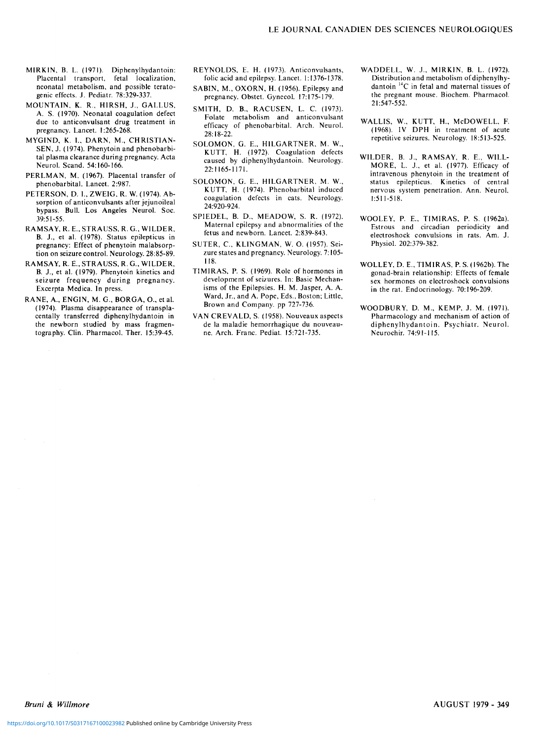MIRKIN, B. L. (1971). Diphenylhydantoin: Placental transport, fetal localization, neonatal metabolism, and possible teratogenic effects. J. Pediatr. 78:329-337.

MOUNTAIN, K. R., HIRSH, J., GALLUS, A. S. (1970). Neonatal coagulation defect due to anticonvulsant drug treatment in pregnancy. Lancet. 1:265-268.

MYGIND, K. I., DARN, M., CHRISTIANSEN, J. (1974). Phenytoin and phenobarbital plasma clearance during pregnancy. Acta Neurol. Scand. 54:160-166.

PERLMAN, M. (1967). Placental transfer of phenobarbital. Lancet. 2:987.

PETERSON, D. I., ZWEIG, R. W. (1974). Absorption of anticonvulsants after jejunoileal bypass. Bull. Los Angeles Neurol. Soc. 39:51-55.

RAMSAY, R. E., STRAUSS, R. G., WILDER, B. J., et al. (1978). Status epilepticus in pregnancy: Effect of phenytoin malabsorption on seizure control. Neurology. 28:85-89.

RAMSAY, R. E., STRAUSS, R. G., WILDER, B. J., et al. (1979). Phenytoin kinetics and seizure frequency during pregnancy. Excerpta Medica. In press.

RANE, A., ENGIN, M. G., BORGA, O., et al. (1974). Plasma disappearance of transplacentally transferred diphenylhydantoin in the newborn studied by mass fragmentography. Clin. Pharmacol. Ther. 15:39-45.

REYNOLDS, E. H. (1973). Anticonvulsants, folic acid and epilepsy. Lancet. 1:1376-1378.

SABIN, M., OXORN, H. (1956). Epilepsy and pregnancy. Obstet. Gynecol. 17:175-179.

SMITH, D. B., RACUSEN, L. C. (1973). Folate metabolism and anticonvulsant efficacy of phenobarbital. Arch. Neurol. 28:18-22.

SOLOMON, G. E., HILGARTNER, M. W., KUTT, H. (1972). Coagulation defects caused by diphenylhydantoin. Neurology. 22:1165-1171.

SOLOMON, G. E., HILGARTNER, M. W., KUTT, H. (1974). Phenobarbital induced coagulation defects in cats. Neurology. 24:920-924.

SPIEDEL, B. D., MEADOW, S. R. (1972). Maternal epilepsy and abnormalities of the fetus and newborn. Lancet. 2:839-843.

SUTER, C., KLINGMAN, W. O. (1957). Seizure states and pregnancy. Neurology. 7:105-118.

TIMIRAS, P. S. (1969). Role of hormones in development of seizures. In: Basic Mechanisms of the Epilepsies. H. M. Jasper, A. A. Ward, Jr., and A. Pope, Eds., Boston; Little, Brown and Company. pp 727-736.

VAN CREVALD, S. (1958). Nouveaux aspects de la maladie hemorrhagique du nouveaune. Arch. Franc. Pediat. 15:721-735.

WADDELL, W. J., MIRKIN, B. L. (1972). Distribution and metabolism of diphenylhydantoin $^{14}C$ in fetal and maternal tissues of the pregnant mouse. Biochem. Pharmacol. 21:547-552.

WALLIS, W., KUTT, H., McDOWELL, F. (1968). IV DPH in treatment of acute repetitive seizures. Neurology. 18:513-525.

WILDER, B. J., RAMSAY, R. E., WILLMORE, L. J., et al. (1977). Efficacy of intravenous phenytoin in the treatment of status epilepticus. Kinetics of central nervous system penetration. Ann. Neurol. 1:511-518.

WOOLEY, P. E., TIMIRAS, P. S. (1962a). Estrous and circadian periodicity and electroshock convulsions in rats. Am. J. Physiol. 202:379-382.

WOLLEY, D. E., TIMIRAS, P. S. (1962b). The gonad-brain relationship: Effects of female sex hormones on electroshock convulsions in the rat. Endocrinology. 70:196-209.

WOODBURY, D. M., KEMP, J. M. (1971). Pharmacology and mechanism of action of diphenylhydantoin. Psychiatr. Neurol. Neurochir. 74:91-115.